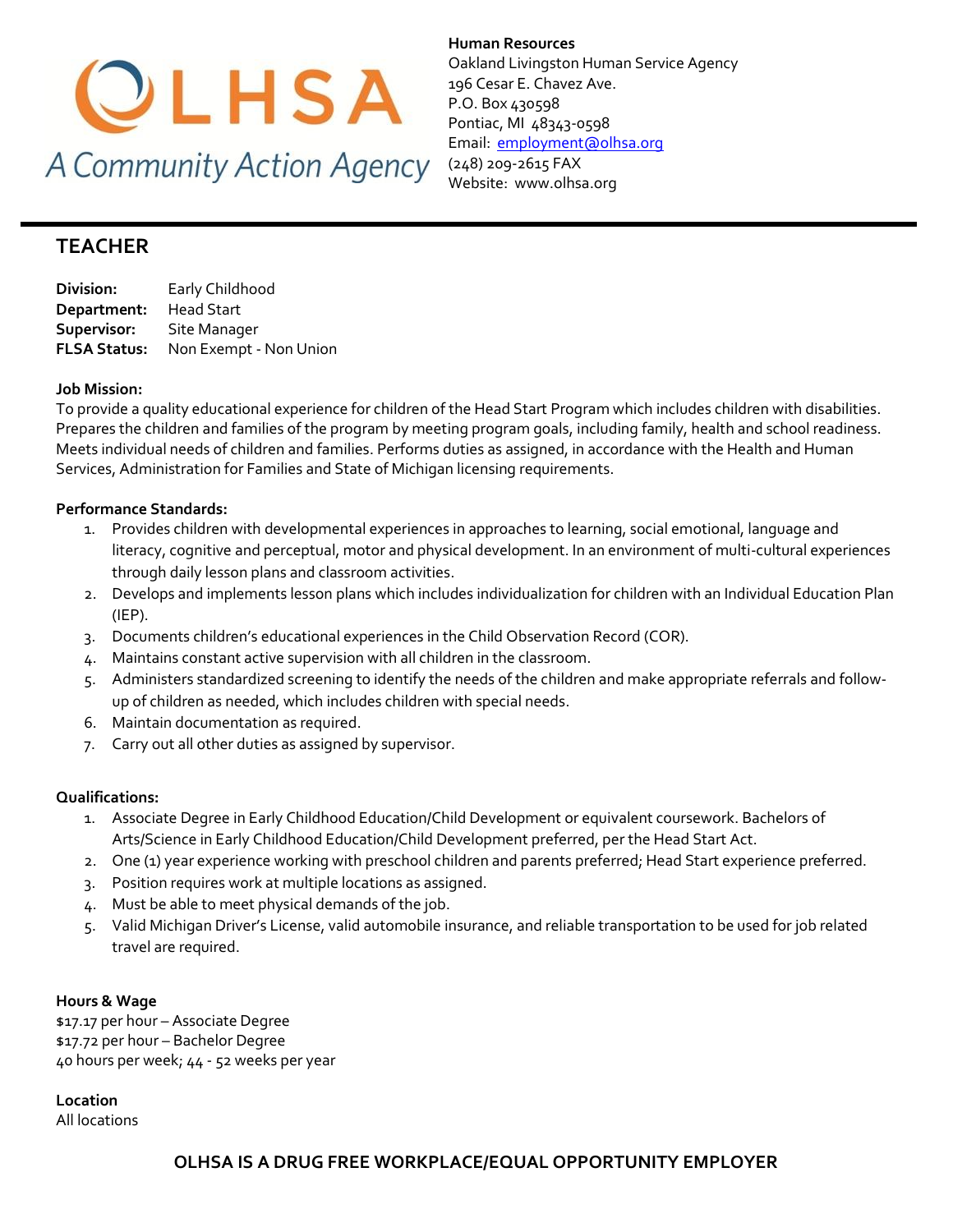OLHSA
A Community Action Agency

**Human Resources**
Oakland Livingston Human Service Agency
196 Cesar E. Chavez Ave.
P.O. Box 430598
Pontiac, MI 48343-0598
Email: employment@olhsa.org
(248) 209-2615 FAX
Website: www.olhsa.org

## TEACHER

**Division:** Early Childhood
**Department:** Head Start
**Supervisor:** Site Manager
**FLSA Status:** Non Exempt - Non Union

**Job Mission:**
To provide a quality educational experience for children of the Head Start Program which includes children with disabilities. Prepares the children and families of the program by meeting program goals, including family, health and school readiness. Meets individual needs of children and families. Performs duties as assigned, in accordance with the Health and Human Services, Administration for Families and State of Michigan licensing requirements.

**Performance Standards:**

1. Provides children with developmental experiences in approaches to learning, social emotional, language and literacy, cognitive and perceptual, motor and physical development. In an environment of multi-cultural experiences through daily lesson plans and classroom activities.
2. Develops and implements lesson plans which includes individualization for children with an Individual Education Plan (IEP).
3. Documents children's educational experiences in the Child Observation Record (COR).
4. Maintains constant active supervision with all children in the classroom.
5. Administers standardized screening to identify the needs of the children and make appropriate referrals and follow-up of children as needed, which includes children with special needs.
6. Maintain documentation as required.
7. Carry out all other duties as assigned by supervisor.

**Qualifications:**

1. Associate Degree in Early Childhood Education/Child Development or equivalent coursework. Bachelors of Arts/Science in Early Childhood Education/Child Development preferred, per the Head Start Act.
2. One (1) year experience working with preschool children and parents preferred; Head Start experience preferred.
3. Position requires work at multiple locations as assigned.
4. Must be able to meet physical demands of the job.
5. Valid Michigan Driver's License, valid automobile insurance, and reliable transportation to be used for job related travel are required.

**Hours & Wage**
$17.17 per hour – Associate Degree
$17.72 per hour – Bachelor Degree
40 hours per week; 44 - 52 weeks per year

**Location**
All locations

**OLHSA IS A DRUG FREE WORKPLACE/EQUAL OPPORTUNITY EMPLOYER**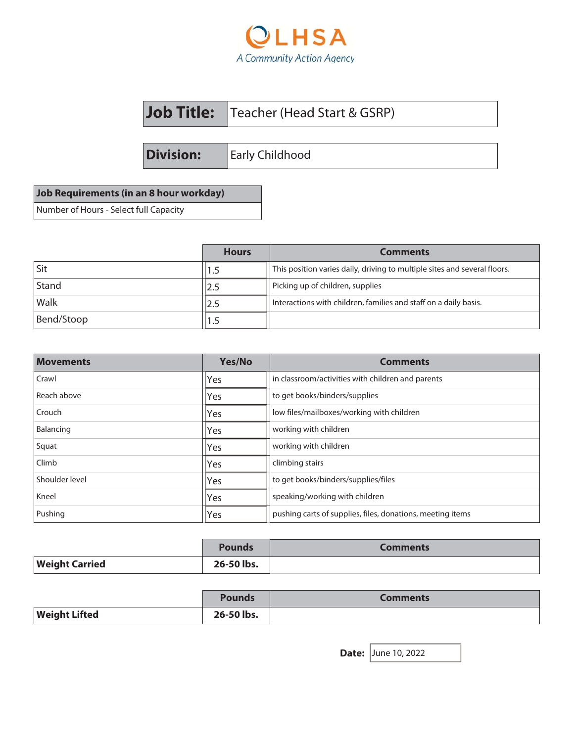LHSA

A Community Action Agency

| Job Title: | Teacher (Head Start & GSRP) |
| --- | --- |
| **Division:** | Early Childhood |

| Job Requirements (in an 8 hour workday) |
| --- |
| Number of Hours - Select full Capacity |

| | Hours | Comments |
| --- | --- | --- |
| Sit | 1.5 | This position varies daily, driving to multiple sites and several floors. |
| Stand | 2.5 | Picking up of children, supplies |
| Walk | 2.5 | Interactions with children, families and staff on a daily basis. |
| Bend/Stoop | 1.5 | |

| Movements | Yes/No | Comments |
| --- | --- | --- |
| Crawl | Yes | in classroom/activities with children and parents |
| Reach above | Yes | to get books/binders/supplies |
| Crouch | Yes | low files/mailboxes/working with children |
| Balancing | Yes | working with children |
| Squat | Yes | working with children |
| Climb | Yes | climbing stairs |
| Shoulder level | Yes | to get books/binders/supplies/files |
| Kneel | Yes | speaking/working with children |
| Pushing | Yes | pushing carts of supplies, files, donations, meeting items |

| | Pounds | Comments |
| --- | --- | --- |
| **Weight Carried** | **26-50 lbs.** | |

| | Pounds | Comments |
| --- | --- | --- |
| **Weight Lifted** | **26-50 lbs.** | |

**Date:** June 10, 2022